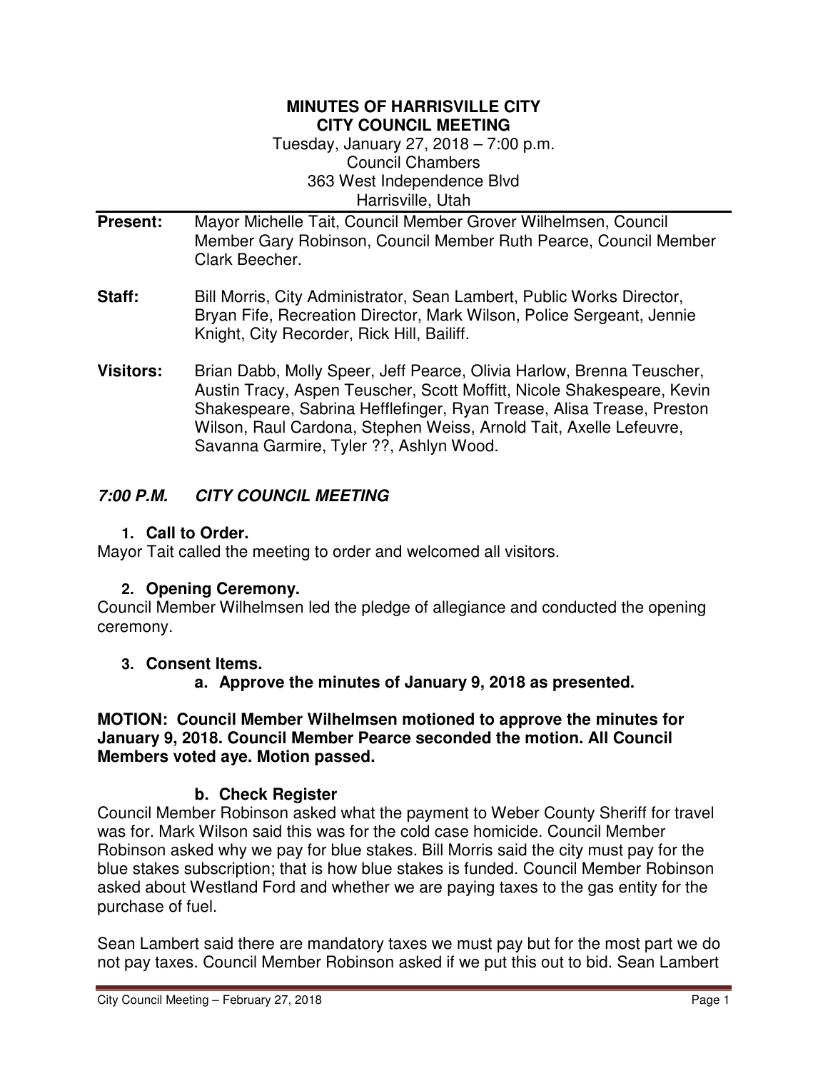**MINUTES OF HARRISVILLE CITY**
**CITY COUNCIL MEETING**
Tuesday, January 27, 2018 – 7:00 p.m.
Council Chambers
363 West Independence Blvd
Harrisville, Utah

**Present:** Mayor Michelle Tait, Council Member Grover Wilhelmsen, Council Member Gary Robinson, Council Member Ruth Pearce, Council Member Clark Beecher.

**Staff:** Bill Morris, City Administrator, Sean Lambert, Public Works Director, Bryan Fife, Recreation Director, Mark Wilson, Police Sergeant, Jennie Knight, City Recorder, Rick Hill, Bailiff.

**Visitors:** Brian Dabb, Molly Speer, Jeff Pearce, Olivia Harlow, Brenna Teuscher, Austin Tracy, Aspen Teuscher, Scott Moffitt, Nicole Shakespeare, Kevin Shakespeare, Sabrina Hefflefinger, Ryan Trease, Alisa Trease, Preston Wilson, Raul Cardona, Stephen Weiss, Arnold Tait, Axelle Lefeuvre, Savanna Garmire, Tyler ??, Ashlyn Wood.

## *7:00 P.M. CITY COUNCIL MEETING*

### 1. Call to Order.

Mayor Tait called the meeting to order and welcomed all visitors.

### 2. Opening Ceremony.

Council Member Wilhelmsen led the pledge of allegiance and conducted the opening ceremony.

### 3. Consent Items.

**a. Approve the minutes of January 9, 2018 as presented.**

**MOTION: Council Member Wilhelmsen motioned to approve the minutes for January 9, 2018. Council Member Pearce seconded the motion. All Council Members voted aye. Motion passed.**

**b. Check Register**

Council Member Robinson asked what the payment to Weber County Sheriff for travel was for. Mark Wilson said this was for the cold case homicide. Council Member Robinson asked why we pay for blue stakes. Bill Morris said the city must pay for the blue stakes subscription; that is how blue stakes is funded. Council Member Robinson asked about Westland Ford and whether we are paying taxes to the gas entity for the purchase of fuel.

Sean Lambert said there are mandatory taxes we must pay but for the most part we do not pay taxes. Council Member Robinson asked if we put this out to bid. Sean Lambert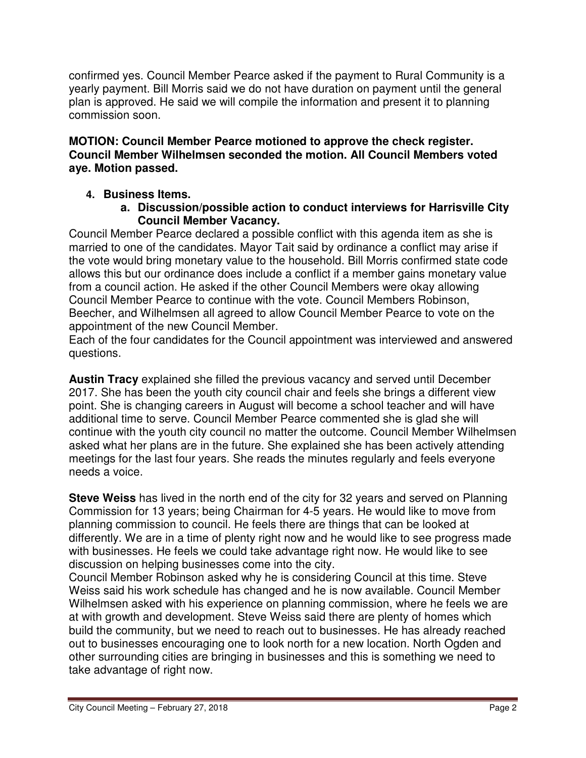confirmed yes. Council Member Pearce asked if the payment to Rural Community is a yearly payment. Bill Morris said we do not have duration on payment until the general plan is approved. He said we will compile the information and present it to planning commission soon.

**MOTION: Council Member Pearce motioned to approve the check register. Council Member Wilhelmsen seconded the motion. All Council Members voted aye. Motion passed.**

4. **Business Items.**
   a. **Discussion/possible action to conduct interviews for Harrisville City Council Member Vacancy.**

Council Member Pearce declared a possible conflict with this agenda item as she is married to one of the candidates. Mayor Tait said by ordinance a conflict may arise if the vote would bring monetary value to the household. Bill Morris confirmed state code allows this but our ordinance does include a conflict if a member gains monetary value from a council action. He asked if the other Council Members were okay allowing Council Member Pearce to continue with the vote. Council Members Robinson, Beecher, and Wilhelmsen all agreed to allow Council Member Pearce to vote on the appointment of the new Council Member.
Each of the four candidates for the Council appointment was interviewed and answered questions.

**Austin Tracy** explained she filled the previous vacancy and served until December 2017. She has been the youth city council chair and feels she brings a different view point. She is changing careers in August will become a school teacher and will have additional time to serve. Council Member Pearce commented she is glad she will continue with the youth city council no matter the outcome. Council Member Wilhelmsen asked what her plans are in the future. She explained she has been actively attending meetings for the last four years. She reads the minutes regularly and feels everyone needs a voice.

**Steve Weiss** has lived in the north end of the city for 32 years and served on Planning Commission for 13 years; being Chairman for 4-5 years. He would like to move from planning commission to council. He feels there are things that can be looked at differently. We are in a time of plenty right now and he would like to see progress made with businesses. He feels we could take advantage right now. He would like to see discussion on helping businesses come into the city.
Council Member Robinson asked why he is considering Council at this time. Steve Weiss said his work schedule has changed and he is now available. Council Member Wilhelmsen asked with his experience on planning commission, where he feels we are at with growth and development. Steve Weiss said there are plenty of homes which build the community, but we need to reach out to businesses. He has already reached out to businesses encouraging one to look north for a new location. North Ogden and other surrounding cities are bringing in businesses and this is something we need to take advantage of right now.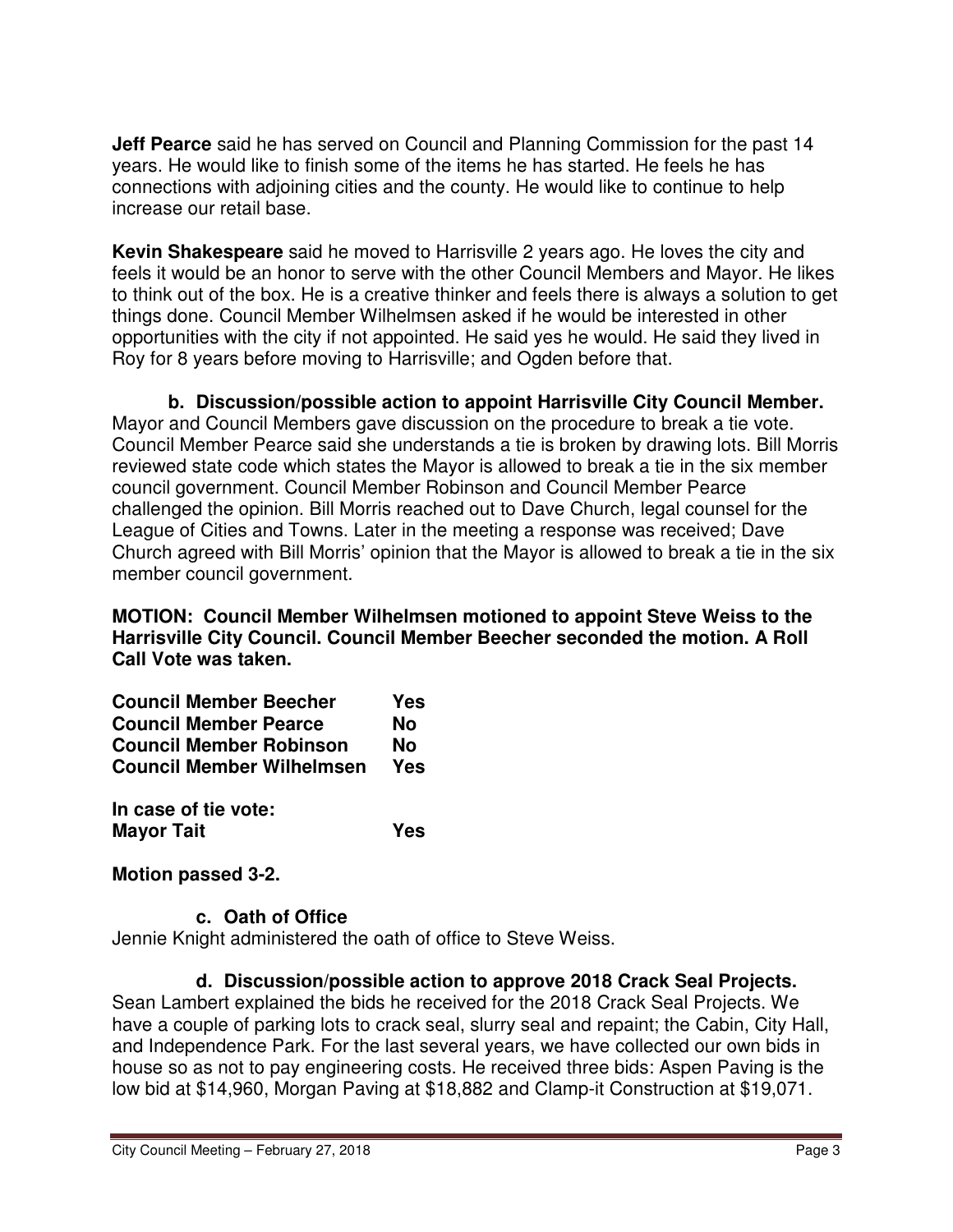**Jeff Pearce** said he has served on Council and Planning Commission for the past 14 years. He would like to finish some of the items he has started. He feels he has connections with adjoining cities and the county. He would like to continue to help increase our retail base.

**Kevin Shakespeare** said he moved to Harrisville 2 years ago. He loves the city and feels it would be an honor to serve with the other Council Members and Mayor. He likes to think out of the box. He is a creative thinker and feels there is always a solution to get things done. Council Member Wilhelmsen asked if he would be interested in other opportunities with the city if not appointed. He said yes he would. He said they lived in Roy for 8 years before moving to Harrisville; and Ogden before that.

**b. Discussion/possible action to appoint Harrisville City Council Member.**

Mayor and Council Members gave discussion on the procedure to break a tie vote. Council Member Pearce said she understands a tie is broken by drawing lots. Bill Morris reviewed state code which states the Mayor is allowed to break a tie in the six member council government. Council Member Robinson and Council Member Pearce challenged the opinion. Bill Morris reached out to Dave Church, legal counsel for the League of Cities and Towns. Later in the meeting a response was received; Dave Church agreed with Bill Morris' opinion that the Mayor is allowed to break a tie in the six member council government.

**MOTION: Council Member Wilhelmsen motioned to appoint Steve Weiss to the Harrisville City Council. Council Member Beecher seconded the motion. A Roll Call Vote was taken.**

**Council Member Beecher Yes**
**Council Member Pearce No**
**Council Member Robinson No**
**Council Member Wilhelmsen Yes**

**In case of tie vote:**
**Mayor Tait Yes**

**Motion passed 3-2.**

**c. Oath of Office**

Jennie Knight administered the oath of office to Steve Weiss.

**d. Discussion/possible action to approve 2018 Crack Seal Projects.**

Sean Lambert explained the bids he received for the 2018 Crack Seal Projects. We have a couple of parking lots to crack seal, slurry seal and repaint; the Cabin, City Hall, and Independence Park. For the last several years, we have collected our own bids in house so as not to pay engineering costs. He received three bids: Aspen Paving is the low bid at $14,960, Morgan Paving at $18,882 and Clamp-it Construction at $19,071.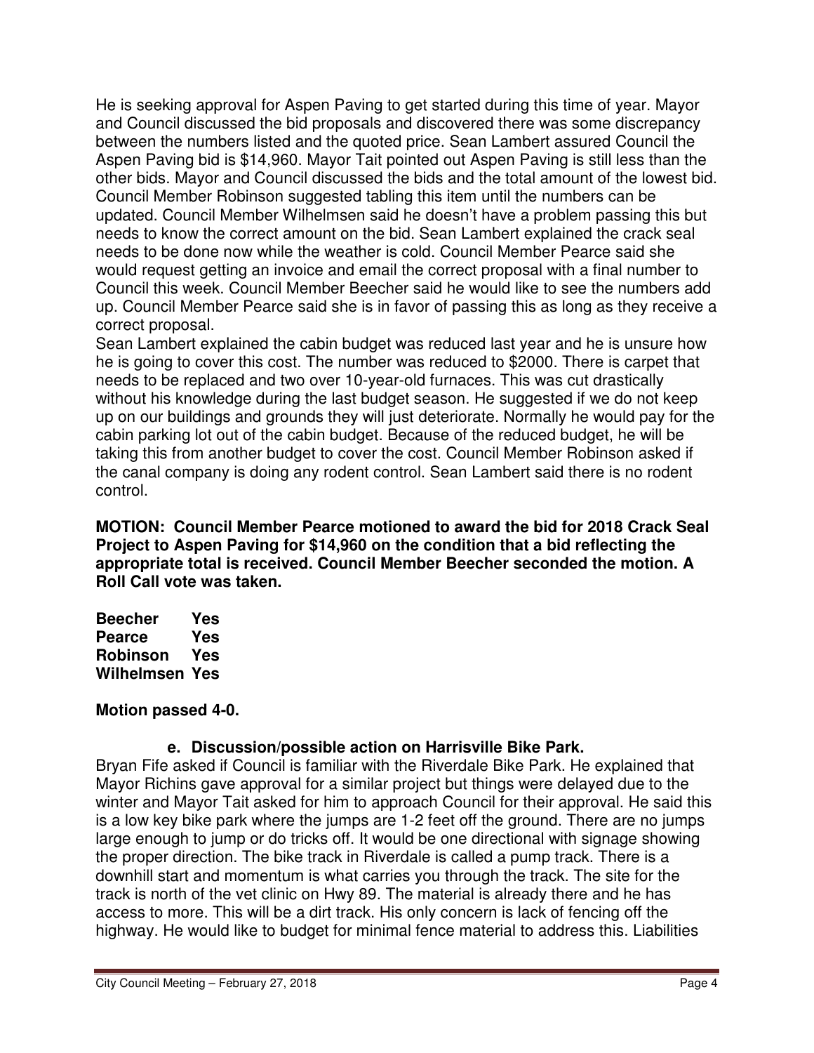He is seeking approval for Aspen Paving to get started during this time of year. Mayor and Council discussed the bid proposals and discovered there was some discrepancy between the numbers listed and the quoted price. Sean Lambert assured Council the Aspen Paving bid is $14,960. Mayor Tait pointed out Aspen Paving is still less than the other bids. Mayor and Council discussed the bids and the total amount of the lowest bid. Council Member Robinson suggested tabling this item until the numbers can be updated. Council Member Wilhelmsen said he doesn't have a problem passing this but needs to know the correct amount on the bid. Sean Lambert explained the crack seal needs to be done now while the weather is cold. Council Member Pearce said she would request getting an invoice and email the correct proposal with a final number to Council this week. Council Member Beecher said he would like to see the numbers add up. Council Member Pearce said she is in favor of passing this as long as they receive a correct proposal.

Sean Lambert explained the cabin budget was reduced last year and he is unsure how he is going to cover this cost. The number was reduced to $2000. There is carpet that needs to be replaced and two over 10-year-old furnaces. This was cut drastically without his knowledge during the last budget season. He suggested if we do not keep up on our buildings and grounds they will just deteriorate. Normally he would pay for the cabin parking lot out of the cabin budget. Because of the reduced budget, he will be taking this from another budget to cover the cost. Council Member Robinson asked if the canal company is doing any rodent control. Sean Lambert said there is no rodent control.

**MOTION: Council Member Pearce motioned to award the bid for 2018 Crack Seal Project to Aspen Paving for $14,960 on the condition that a bid reflecting the appropriate total is received. Council Member Beecher seconded the motion. A Roll Call vote was taken.**

**Beecher Yes**
**Pearce Yes**
**Robinson Yes**
**Wilhelmsen Yes**

**Motion passed 4-0.**

**e. Discussion/possible action on Harrisville Bike Park.**

Bryan Fife asked if Council is familiar with the Riverdale Bike Park. He explained that Mayor Richins gave approval for a similar project but things were delayed due to the winter and Mayor Tait asked for him to approach Council for their approval. He said this is a low key bike park where the jumps are 1-2 feet off the ground. There are no jumps large enough to jump or do tricks off. It would be one directional with signage showing the proper direction. The bike track in Riverdale is called a pump track. There is a downhill start and momentum is what carries you through the track. The site for the track is north of the vet clinic on Hwy 89. The material is already there and he has access to more. This will be a dirt track. His only concern is lack of fencing off the highway. He would like to budget for minimal fence material to address this. Liabilities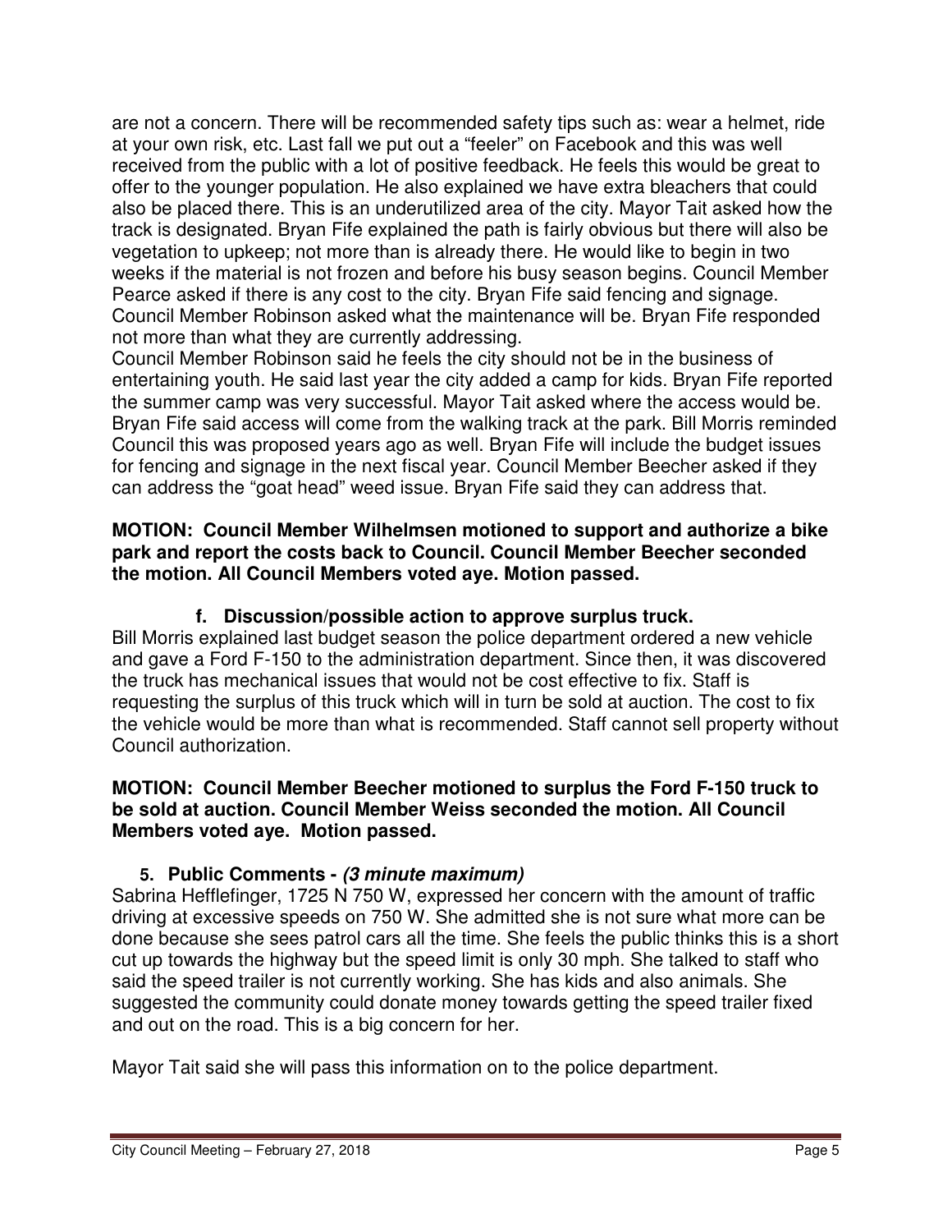are not a concern. There will be recommended safety tips such as: wear a helmet, ride at your own risk, etc. Last fall we put out a "feeler" on Facebook and this was well received from the public with a lot of positive feedback. He feels this would be great to offer to the younger population. He also explained we have extra bleachers that could also be placed there. This is an underutilized area of the city. Mayor Tait asked how the track is designated. Bryan Fife explained the path is fairly obvious but there will also be vegetation to upkeep; not more than is already there. He would like to begin in two weeks if the material is not frozen and before his busy season begins. Council Member Pearce asked if there is any cost to the city. Bryan Fife said fencing and signage. Council Member Robinson asked what the maintenance will be. Bryan Fife responded not more than what they are currently addressing.
Council Member Robinson said he feels the city should not be in the business of entertaining youth. He said last year the city added a camp for kids. Bryan Fife reported the summer camp was very successful. Mayor Tait asked where the access would be. Bryan Fife said access will come from the walking track at the park. Bill Morris reminded Council this was proposed years ago as well. Bryan Fife will include the budget issues for fencing and signage in the next fiscal year. Council Member Beecher asked if they can address the "goat head" weed issue. Bryan Fife said they can address that.

**MOTION: Council Member Wilhelmsen motioned to support and authorize a bike park and report the costs back to Council. Council Member Beecher seconded the motion. All Council Members voted aye. Motion passed.**

### f. Discussion/possible action to approve surplus truck.

Bill Morris explained last budget season the police department ordered a new vehicle and gave a Ford F-150 to the administration department. Since then, it was discovered the truck has mechanical issues that would not be cost effective to fix. Staff is requesting the surplus of this truck which will in turn be sold at auction. The cost to fix the vehicle would be more than what is recommended. Staff cannot sell property without Council authorization.

**MOTION: Council Member Beecher motioned to surplus the Ford F-150 truck to be sold at auction. Council Member Weiss seconded the motion. All Council Members voted aye. Motion passed.**

## 5. Public Comments - *(3 minute maximum)*

Sabrina Hefflefinger, 1725 N 750 W, expressed her concern with the amount of traffic driving at excessive speeds on 750 W. She admitted she is not sure what more can be done because she sees patrol cars all the time. She feels the public thinks this is a short cut up towards the highway but the speed limit is only 30 mph. She talked to staff who said the speed trailer is not currently working. She has kids and also animals. She suggested the community could donate money towards getting the speed trailer fixed and out on the road. This is a big concern for her.

Mayor Tait said she will pass this information on to the police department.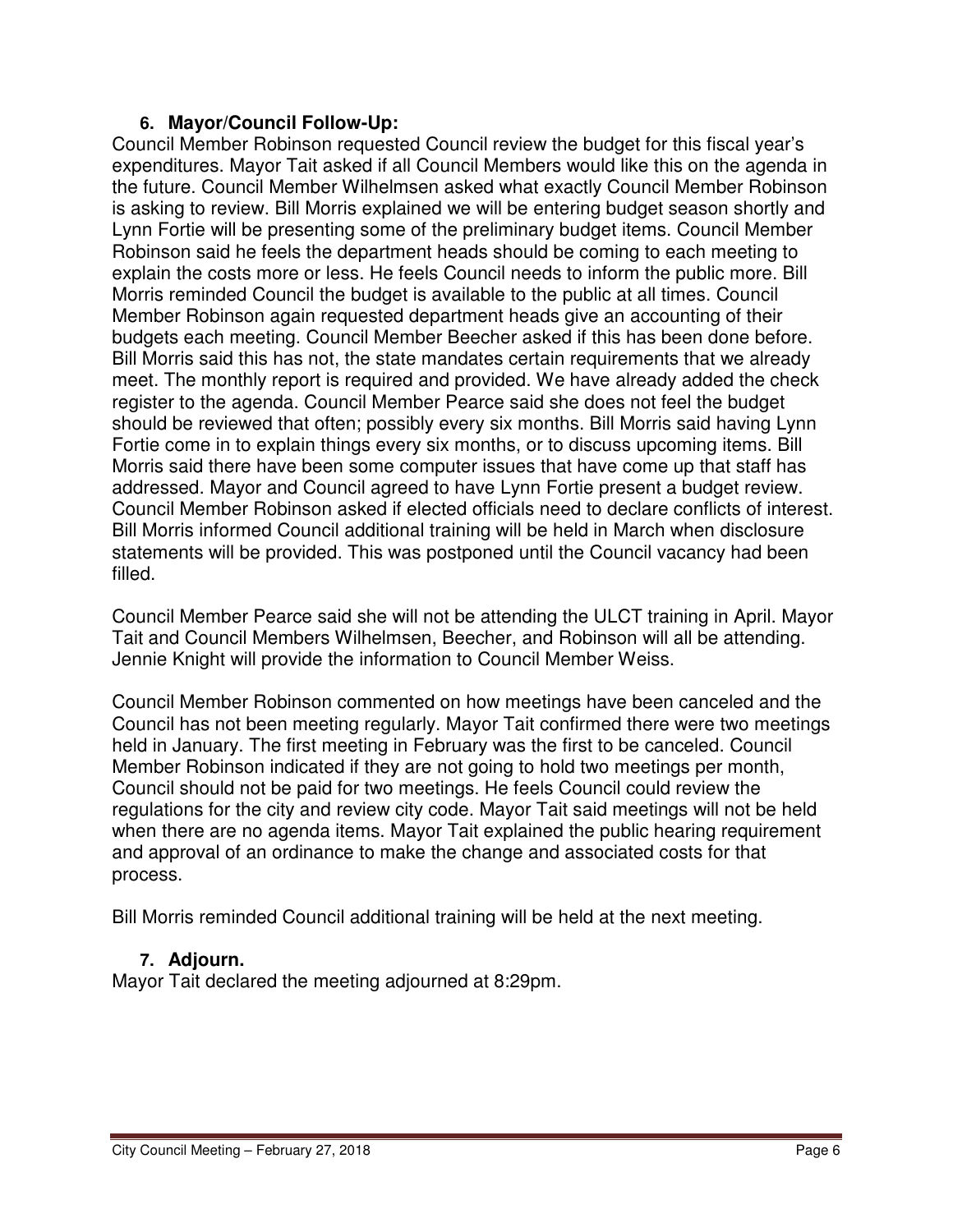### 6. Mayor/Council Follow-Up:

Council Member Robinson requested Council review the budget for this fiscal year's expenditures. Mayor Tait asked if all Council Members would like this on the agenda in the future. Council Member Wilhelmsen asked what exactly Council Member Robinson is asking to review. Bill Morris explained we will be entering budget season shortly and Lynn Fortie will be presenting some of the preliminary budget items. Council Member Robinson said he feels the department heads should be coming to each meeting to explain the costs more or less. He feels Council needs to inform the public more. Bill Morris reminded Council the budget is available to the public at all times. Council Member Robinson again requested department heads give an accounting of their budgets each meeting. Council Member Beecher asked if this has been done before. Bill Morris said this has not, the state mandates certain requirements that we already meet. The monthly report is required and provided. We have already added the check register to the agenda. Council Member Pearce said she does not feel the budget should be reviewed that often; possibly every six months. Bill Morris said having Lynn Fortie come in to explain things every six months, or to discuss upcoming items. Bill Morris said there have been some computer issues that have come up that staff has addressed. Mayor and Council agreed to have Lynn Fortie present a budget review. Council Member Robinson asked if elected officials need to declare conflicts of interest. Bill Morris informed Council additional training will be held in March when disclosure statements will be provided. This was postponed until the Council vacancy had been filled.

Council Member Pearce said she will not be attending the ULCT training in April. Mayor Tait and Council Members Wilhelmsen, Beecher, and Robinson will all be attending. Jennie Knight will provide the information to Council Member Weiss.

Council Member Robinson commented on how meetings have been canceled and the Council has not been meeting regularly. Mayor Tait confirmed there were two meetings held in January. The first meeting in February was the first to be canceled. Council Member Robinson indicated if they are not going to hold two meetings per month, Council should not be paid for two meetings. He feels Council could review the regulations for the city and review city code. Mayor Tait said meetings will not be held when there are no agenda items. Mayor Tait explained the public hearing requirement and approval of an ordinance to make the change and associated costs for that process.

Bill Morris reminded Council additional training will be held at the next meeting.

### 7. Adjourn.

Mayor Tait declared the meeting adjourned at 8:29pm.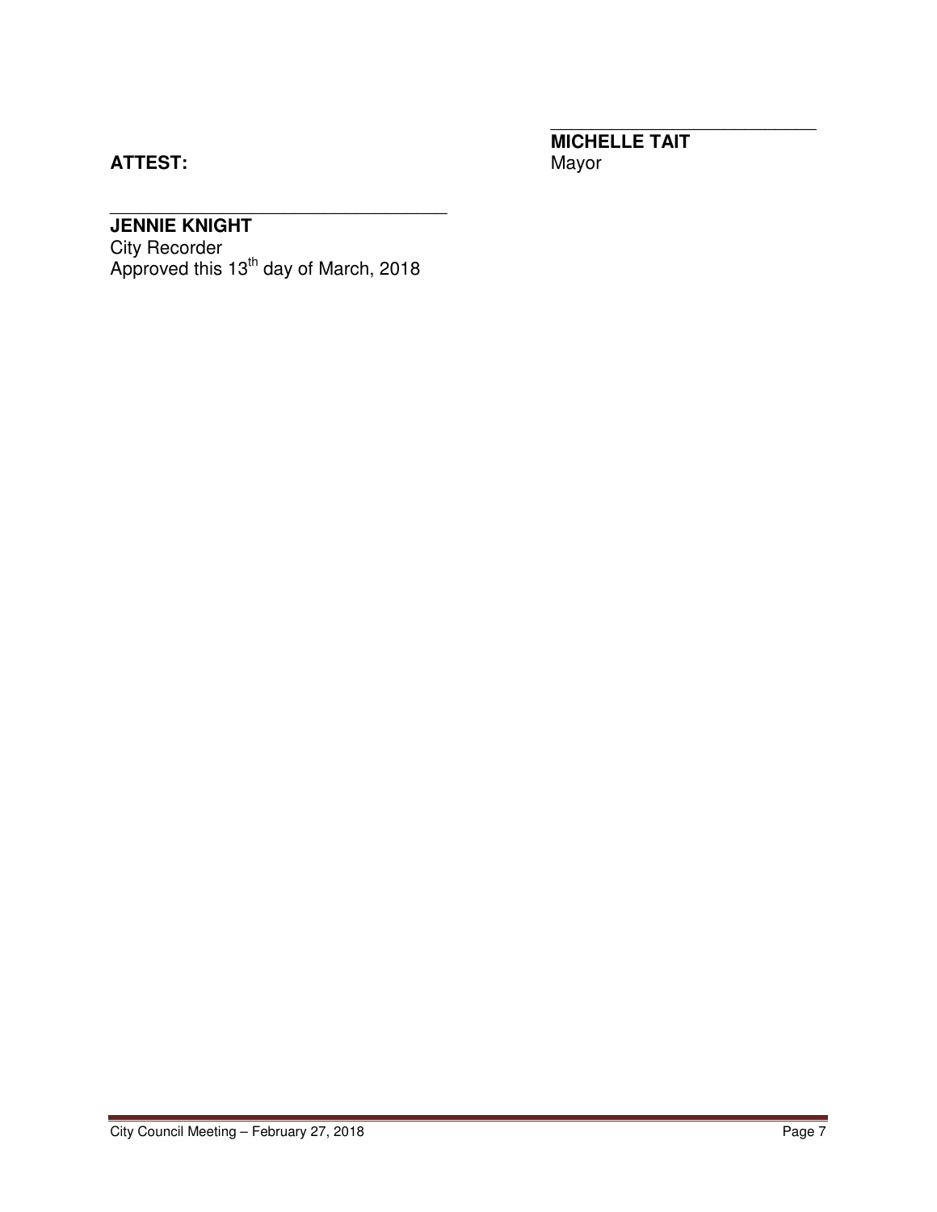\_\_\_\_\_\_\_\_\_\_\_\_\_\_\_\_\_\_\_\_\_\_\_\_\_\_\_\_
**MICHELLE TAIT**
Mayor

**ATTEST:**

\_\_\_\_\_\_\_\_\_\_\_\_\_\_\_\_\_\_\_\_\_\_\_\_\_\_\_\_\_\_\_\_\_\_\_\_
**JENNIE KNIGHT**
City Recorder
Approved this 13th day of March, 2018